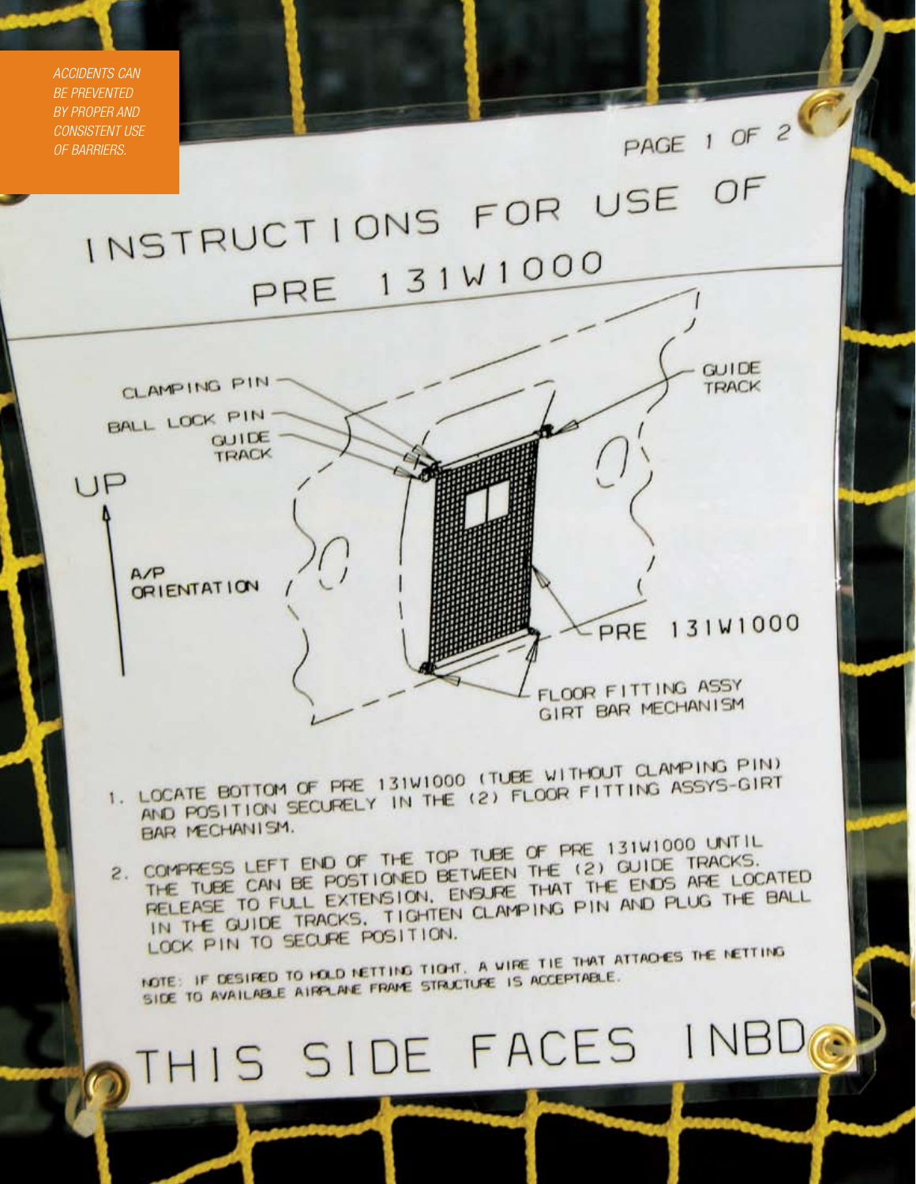*ACCIDENTS CAN BE PREVENTED BY PROPER AND CONSISTENT USE OF BARRIERS.*

PAGE 1 OF 2

# INSTRUCTIONS FOR USE OF PRE 131W1000

CLAMPING PIN

BALL LOCK PIN

GUIDE TRACK

UP

A/P ORIENTATION

GUIDE TRACK

PRE 131W1000

FLOOR FITTING ASSY GIRT BAR MECHANISM

1. LOCATE BOTTOM OF PRE 131W1000 (TUBE WITHOUT CLAMPING PIN) AND POSITION SECURELY IN THE (2) FLOOR FITTING ASSYS-GIRT BAR MECHANISM.
2. COMPRESS LEFT END OF THE TOP TUBE OF PRE 131W1000 UNTIL THE TUBE CAN BE POSTIONED BETWEEN THE (2) GUIDE TRACKS. RELEASE TO FULL EXTENSION. ENSURE THAT THE ENDS ARE LOCATED IN THE GUIDE TRACKS. TIGHTEN CLAMPING PIN AND PLUG THE BALL LOCK PIN TO SECURE POSITION.

NOTE: IF DESIRED TO HOLD NETTING TIGHT, A WIRE TIE THAT ATTACHES THE NETTING SIDE TO AVAILABLE AIRPLANE FRAME STRUCTURE IS ACCEPTABLE.

THIS SIDE FACES INBD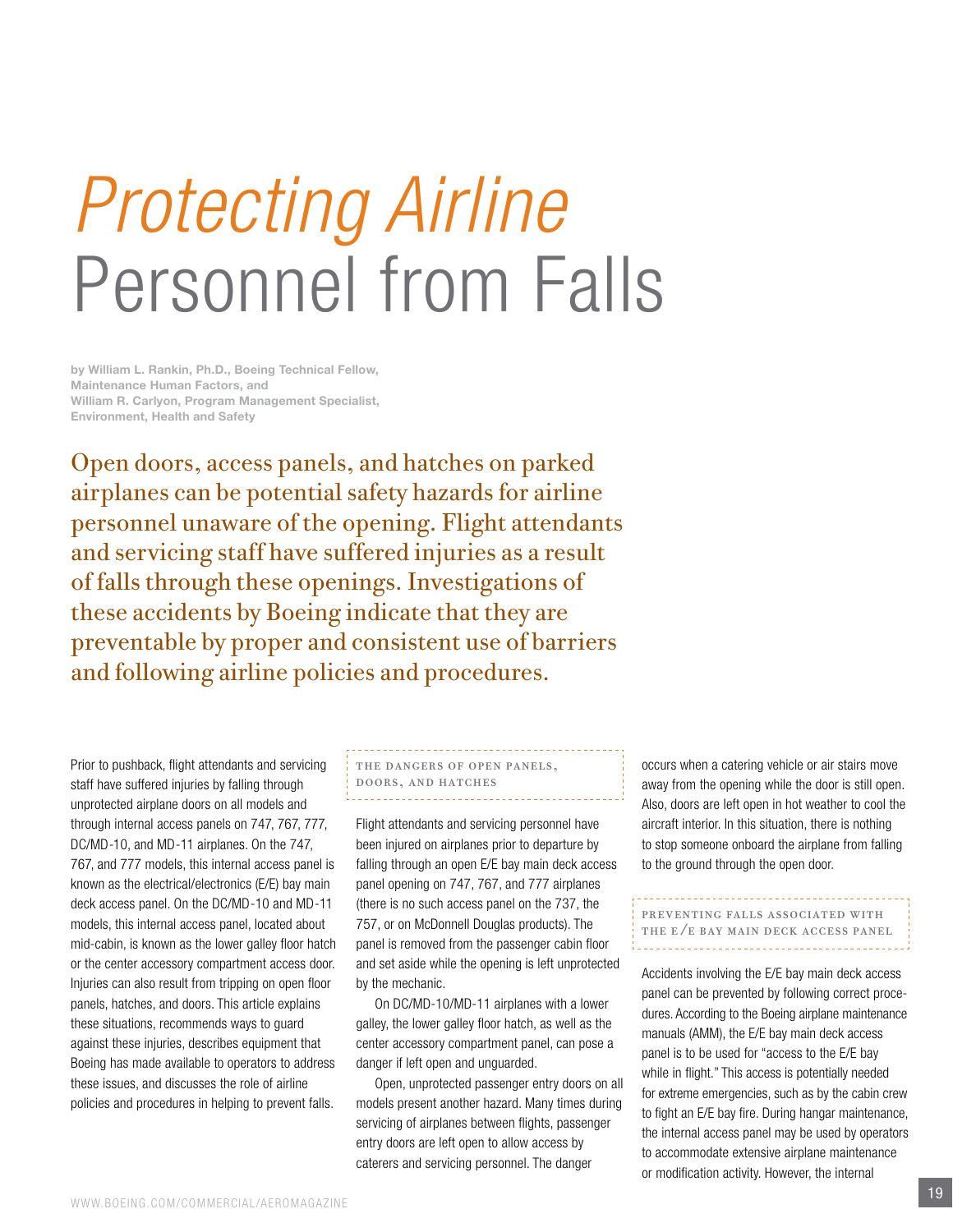# *Protecting Airline* Personnel from Falls

**by William L. Rankin, Ph.D., Boeing Technical Fellow, Maintenance Human Factors, and William R. Carlyon, Program Management Specialist, Environment, Health and Safety**

Open doors, access panels, and hatches on parked airplanes can be potential safety hazards for airline personnel unaware of the opening. Flight attendants and servicing staff have suffered injuries as a result of falls through these openings. Investigations of these accidents by Boeing indicate that they are preventable by proper and consistent use of barriers and following airline policies and procedures.

Prior to pushback, flight attendants and servicing staff have suffered injuries by falling through unprotected airplane doors on all models and through internal access panels on 747, 767, 777, DC/MD-10, and MD-11 airplanes. On the 747, 767, and 777 models, this internal access panel is known as the electrical/electronics (E/E) bay main deck access panel. On the DC/MD-10 and MD-11 models, this internal access panel, located about mid-cabin, is known as the lower galley floor hatch or the center accessory compartment access door. Injuries can also result from tripping on open floor panels, hatches, and doors. This article explains these situations, recommends ways to guard against these injuries, describes equipment that Boeing has made available to operators to address these issues, and discusses the role of airline policies and procedures in helping to prevent falls.

## The dangers of open panels, doors, and hatches

Flight attendants and servicing personnel have been injured on airplanes prior to departure by falling through an open E/E bay main deck access panel opening on 747, 767, and 777 airplanes (there is no such access panel on the 737, the 757, or on McDonnell Douglas products). The panel is removed from the passenger cabin floor and set aside while the opening is left unprotected by the mechanic.

On DC/MD-10/MD-11 airplanes with a lower galley, the lower galley floor hatch, as well as the center accessory compartment panel, can pose a danger if left open and unguarded.

Open, unprotected passenger entry doors on all models present another hazard. Many times during servicing of airplanes between flights, passenger entry doors are left open to allow access by caterers and servicing personnel. The danger occurs when a catering vehicle or air stairs move away from the opening while the door is still open. Also, doors are left open in hot weather to cool the aircraft interior. In this situation, there is nothing to stop someone onboard the airplane from falling to the ground through the open door.

## Preventing falls associated with the E/E bay main deck access panel

Accidents involving the E/E bay main deck access panel can be prevented by following correct procedures. According to the Boeing airplane maintenance manuals (AMM), the E/E bay main deck access panel is to be used for "access to the E/E bay while in flight." This access is potentially needed for extreme emergencies, such as by the cabin crew to fight an E/E bay fire. During hangar maintenance, the internal access panel may be used by operators to accommodate extensive airplane maintenance or modification activity. However, the internal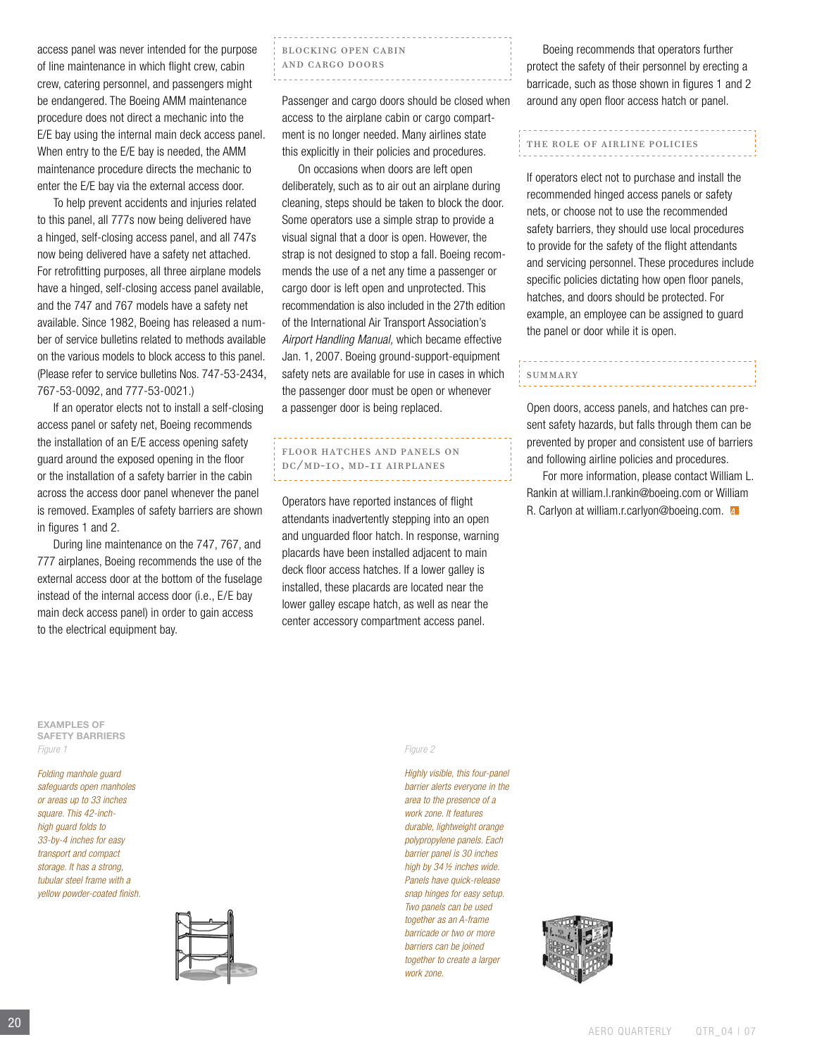access panel was never intended for the purpose of line maintenance in which flight crew, cabin crew, catering personnel, and passengers might be endangered. The Boeing AMM maintenance procedure does not direct a mechanic into the E/E bay using the internal main deck access panel. When entry to the E/E bay is needed, the AMM maintenance procedure directs the mechanic to enter the E/E bay via the external access door.

To help prevent accidents and injuries related to this panel, all 777s now being delivered have a hinged, self-closing access panel, and all 747s now being delivered have a safety net attached. For retrofitting purposes, all three airplane models have a hinged, self-closing access panel available, and the 747 and 767 models have a safety net available. Since 1982, Boeing has released a number of service bulletins related to methods available on the various models to block access to this panel. (Please refer to service bulletins Nos. 747-53-2434, 767-53-0092, and 777-53-0021.)

If an operator elects not to install a self-closing access panel or safety net, Boeing recommends the installation of an E/E access opening safety guard around the exposed opening in the floor or the installation of a safety barrier in the cabin across the access door panel whenever the panel is removed. Examples of safety barriers are shown in figures 1 and 2.

During line maintenance on the 747, 767, and 777 airplanes, Boeing recommends the use of the external access door at the bottom of the fuselage instead of the internal access door (i.e., E/E bay main deck access panel) in order to gain access to the electrical equipment bay.

## Blocking open cabin and cargo doors

Passenger and cargo doors should be closed when access to the airplane cabin or cargo compartment is no longer needed. Many airlines state this explicitly in their policies and procedures.

On occasions when doors are left open deliberately, such as to air out an airplane during cleaning, steps should be taken to block the door. Some operators use a simple strap to provide a visual signal that a door is open. However, the strap is not designed to stop a fall. Boeing recommends the use of a net any time a passenger or cargo door is left open and unprotected. This recommendation is also included in the 27th edition of the International Air Transport Association's *Airport Handling Manual,* which became effective Jan. 1, 2007. Boeing ground-support-equipment safety nets are available for use in cases in which the passenger door must be open or whenever a passenger door is being replaced.

## Floor hatches and panels on DC/MD-10, MD-11 airplanes

Operators have reported instances of flight attendants inadvertently stepping into an open and unguarded floor hatch. In response, warning placards have been installed adjacent to main deck floor access hatches. If a lower galley is installed, these placards are located near the lower galley escape hatch, as well as near the center accessory compartment access panel.

Boeing recommends that operators further protect the safety of their personnel by erecting a barricade, such as those shown in figures 1 and 2 around any open floor access hatch or panel.

## The role of airline policies

If operators elect not to purchase and install the recommended hinged access panels or safety nets, or choose not to use the recommended safety barriers, they should use local procedures to provide for the safety of the flight attendants and servicing personnel. These procedures include specific policies dictating how open floor panels, hatches, and doors should be protected. For example, an employee can be assigned to guard the panel or door while it is open.

## Summary

Open doors, access panels, and hatches can present safety hazards, but falls through them can be prevented by proper and consistent use of barriers and following airline policies and procedures.

For more information, please contact William L. Rankin at william.l.rankin@boeing.com or William R. Carlyon at william.r.carlyon@boeing.com.

**EXAMPLES OF SAFETY BARRIERS**

*Figure 1*

*Folding manhole guard safeguards open manholes or areas up to 33 inches square. This 42-inch-high guard folds to 33-by-4 inches for easy transport and compact storage. It has a strong, tubular steel frame with a yellow powder-coated finish.*

*Figure 2*

*Highly visible, this four-panel barrier alerts everyone in the area to the presence of a work zone. It features durable, lightweight orange polypropylene panels. Each barrier panel is 30 inches high by 34½ inches wide. Panels have quick-release snap hinges for easy setup. Two panels can be used together as an A-frame barricade or two or more barriers can be joined together to create a larger work zone.*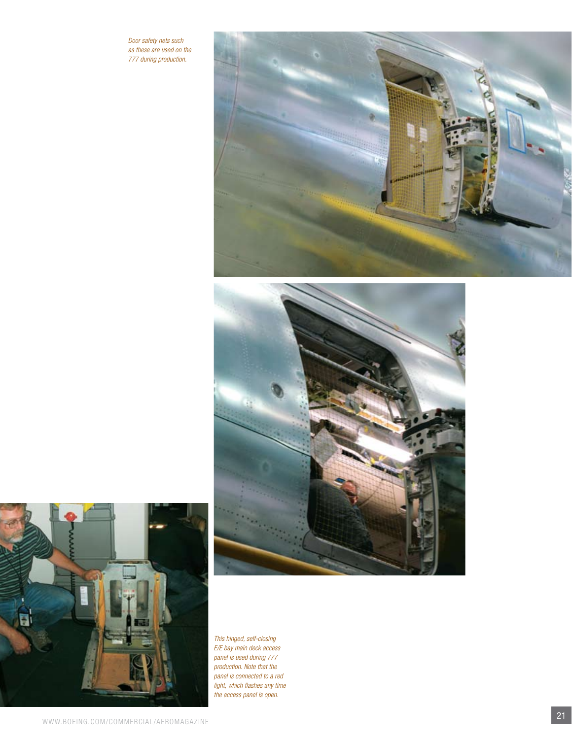*Door safety nets such as these are used on the 777 during production.*

*This hinged, self-closing E/E bay main deck access panel is used during 777 production. Note that the panel is connected to a red light, which flashes any time the access panel is open.*